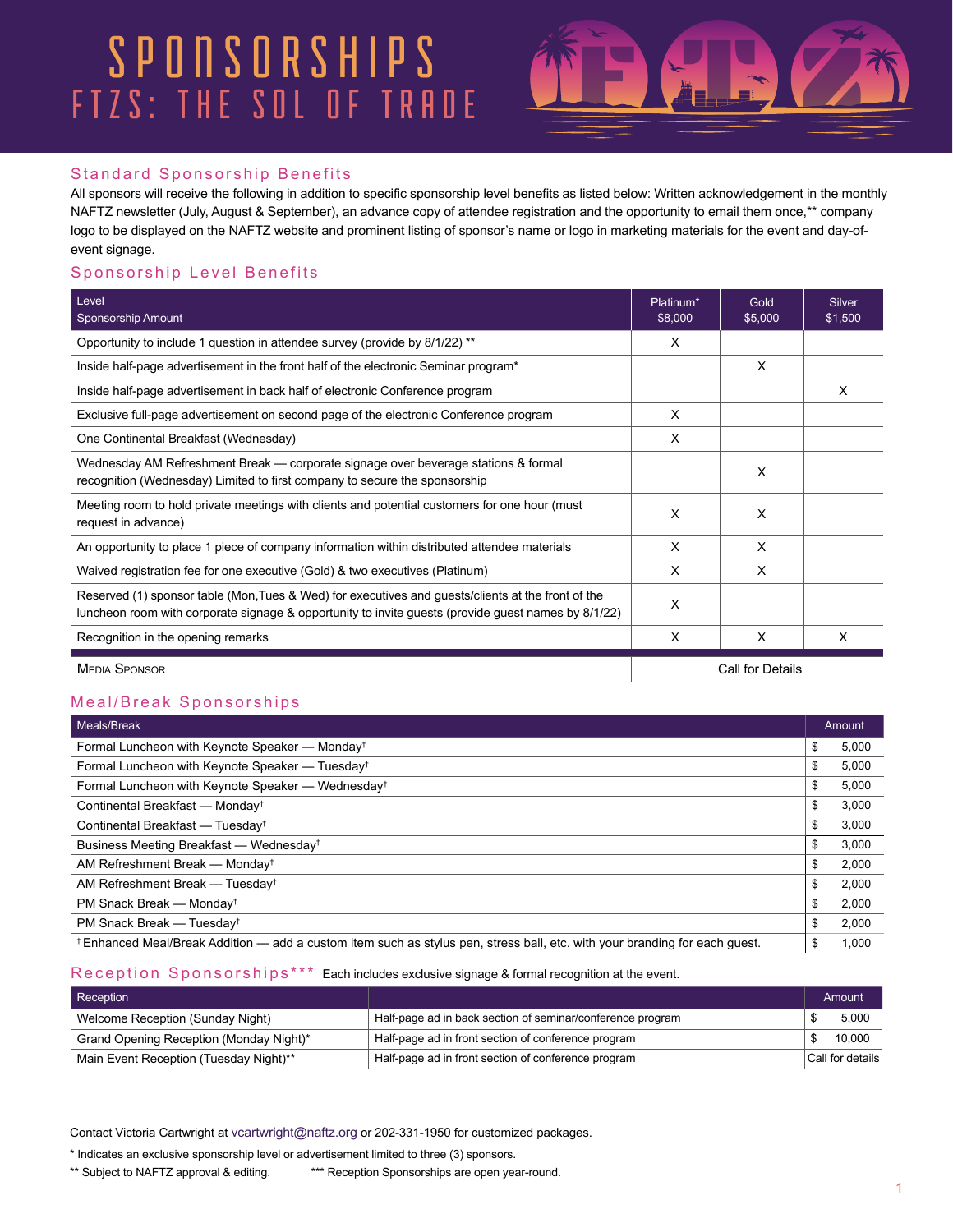# SPONSORSHIPS

## FTZS: THE SOL OF TRADE

### Standard Sponsorship Benefits

All sponsors will receive the following in addition to specific sponsorship level benefits as listed below: Written acknowledgement in the monthly NAFTZ newsletter (July, August & September), an advance copy of attendee registration and the opportunity to email them once,** company logo to be displayed on the NAFTZ website and prominent listing of sponsor's name or logo in marketing materials for the event and day-of-event signage.

### Sponsorship Level Benefits

| Level<br>Sponsorship Amount | Platinum*<br>$8,000 | Gold<br>$5,000 | Silver<br>$1,500 |
|---|---|---|---|
| Opportunity to include 1 question in attendee survey (provide by 8/1/22) ** | X | | |
| Inside half-page advertisement in the front half of the electronic Seminar program* | | X | |
| Inside half-page advertisement in back half of electronic Conference program | | | X |
| Exclusive full-page advertisement on second page of the electronic Conference program | X | | |
| One Continental Breakfast (Wednesday) | X | | |
| Wednesday AM Refreshment Break — corporate signage over beverage stations & formal recognition (Wednesday) Limited to first company to secure the sponsorship | | X | |
| Meeting room to hold private meetings with clients and potential customers for one hour (must request in advance) | X | X | |
| An opportunity to place 1 piece of company information within distributed attendee materials | X | X | |
| Waived registration fee for one executive (Gold) & two executives (Platinum) | X | X | |
| Reserved (1) sponsor table (Mon,Tues & Wed) for executives and guests/clients at the front of the luncheon room with corporate signage & opportunity to invite guests (provide guest names by 8/1/22) | X | | |
| Recognition in the opening remarks | X | X | X |
| MEDIA SPONSOR | Call for Details | | |

### Meal/Break Sponsorships

| Meals/Break | Amount |
|---|---|
| Formal Luncheon with Keynote Speaker — Monday† | $ 5,000 |
| Formal Luncheon with Keynote Speaker — Tuesday† | $ 5,000 |
| Formal Luncheon with Keynote Speaker — Wednesday† | $ 5,000 |
| Continental Breakfast — Monday† | $ 3,000 |
| Continental Breakfast — Tuesday† | $ 3,000 |
| Business Meeting Breakfast — Wednesday† | $ 3,000 |
| AM Refreshment Break — Monday† | $ 2,000 |
| AM Refreshment Break — Tuesday† | $ 2,000 |
| PM Snack Break — Monday† | $ 2,000 |
| PM Snack Break — Tuesday† | $ 2,000 |
| † Enhanced Meal/Break Addition — add a custom item such as stylus pen, stress ball, etc. with your branding for each guest. | $ 1,000 |

### Reception Sponsorships***

Each includes exclusive signage & formal recognition at the event.

| Reception | | Amount |
|---|---|---|
| Welcome Reception (Sunday Night) | Half-page ad in back section of seminar/conference program | $ 5,000 |
| Grand Opening Reception (Monday Night)* | Half-page ad in front section of conference program | $ 10,000 |
| Main Event Reception (Tuesday Night)** | Half-page ad in front section of conference program | Call for details |

Contact Victoria Cartwright at vcartwright@naftz.org or 202-331-1950 for customized packages.

* Indicates an exclusive sponsorship level or advertisement limited to three (3) sponsors.

** Subject to NAFTZ approval & editing.

*** Reception Sponsorships are open year-round.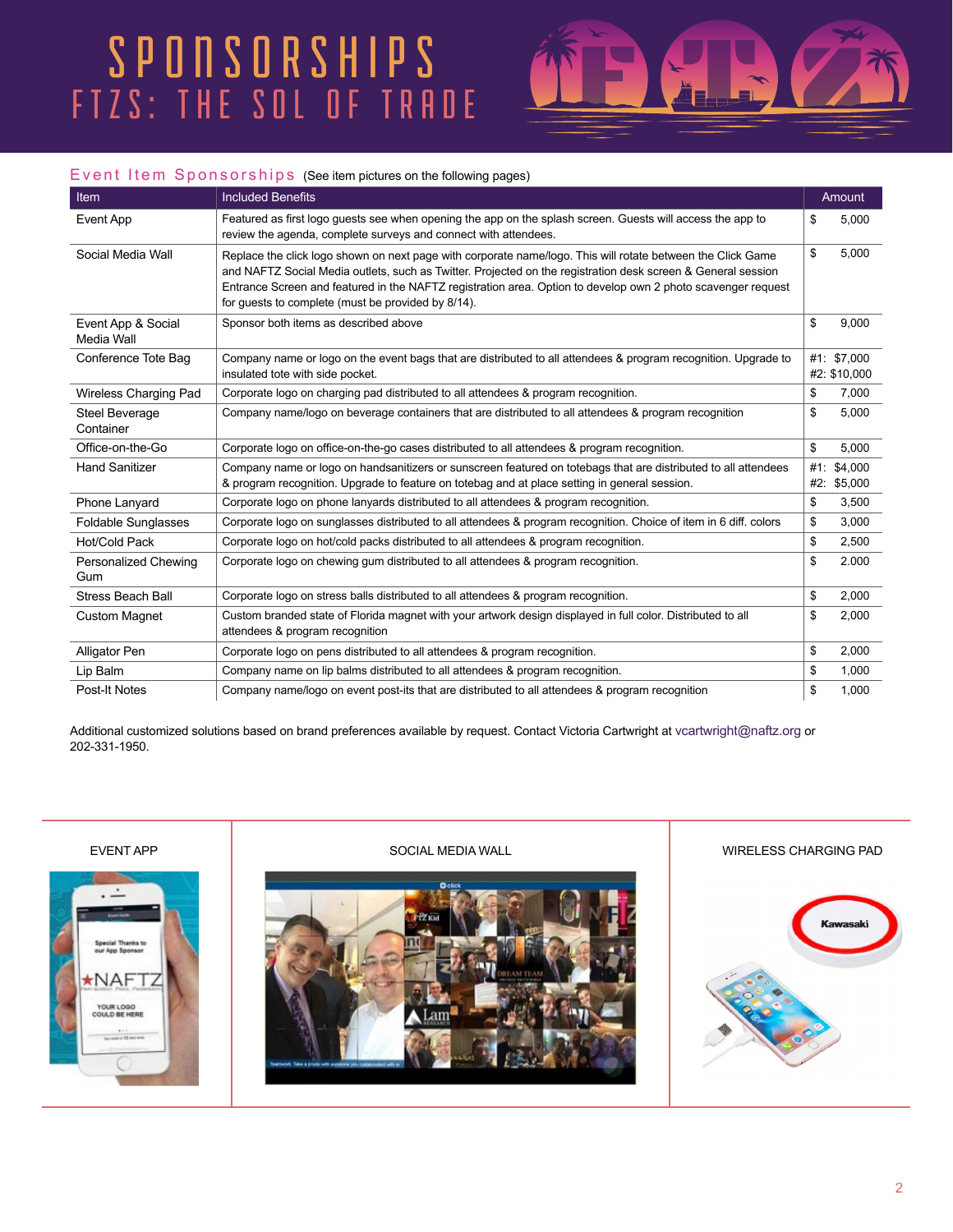# SPONSORSHIPS

## FTZS: THE SOL OF TRADE

### Event Item Sponsorships (See item pictures on the following pages)

| Item | Included Benefits | Amount |
|---|---|---|
| Event App | Featured as first logo guests see when opening the app on the splash screen. Guests will access the app to review the agenda, complete surveys and connect with attendees. | $ 5,000 |
| Social Media Wall | Replace the click logo shown on next page with corporate name/logo. This will rotate between the Click Game and NAFTZ Social Media outlets, such as Twitter. Projected on the registration desk screen & General session Entrance Screen and featured in the NAFTZ registration area. Option to develop own 2 photo scavenger request for guests to complete (must be provided by 8/14). | $ 5,000 |
| Event App & Social Media Wall | Sponsor both items as described above | $ 9,000 |
| Conference Tote Bag | Company name or logo on the event bags that are distributed to all attendees & program recognition. Upgrade to insulated tote with side pocket. | #1: $7,000 #2: $10,000 |
| Wireless Charging Pad | Corporate logo on charging pad distributed to all attendees & program recognition. | $ 7,000 |
| Steel Beverage Container | Company name/logo on beverage containers that are distributed to all attendees & program recognition | $ 5,000 |
| Office-on-the-Go | Corporate logo on office-on-the-go cases distributed to all attendees & program recognition. | $ 5,000 |
| Hand Sanitizer | Company name or logo on handsanitizers or sunscreen featured on totebags that are distributed to all attendees & program recognition. Upgrade to feature on totebag and at place setting in general session. | #1: $4,000 #2: $5,000 |
| Phone Lanyard | Corporate logo on phone lanyards distributed to all attendees & program recognition. | $ 3,500 |
| Foldable Sunglasses | Corporate logo on sunglasses distributed to all attendees & program recognition. Choice of item in 6 diff. colors | $ 3,000 |
| Hot/Cold Pack | Corporate logo on hot/cold packs distributed to all attendees & program recognition. | $ 2,500 |
| Personalized Chewing Gum | Corporate logo on chewing gum distributed to all attendees & program recognition. | $ 2.000 |
| Stress Beach Ball | Corporate logo on stress balls distributed to all attendees & program recognition. | $ 2,000 |
| Custom Magnet | Custom branded state of Florida magnet with your artwork design displayed in full color. Distributed to all attendees & program recognition | $ 2,000 |
| Alligator Pen | Corporate logo on pens distributed to all attendees & program recognition. | $ 2,000 |
| Lip Balm | Company name on lip balms distributed to all attendees & program recognition. | $ 1,000 |
| Post-It Notes | Company name/logo on event post-its that are distributed to all attendees & program recognition | $ 1,000 |

Additional customized solutions based on brand preferences available by request. Contact Victoria Cartwright at vcartwright@naftz.org or 202-331-1950.

EVENT APP

SOCIAL MEDIA WALL

WIRELESS CHARGING PAD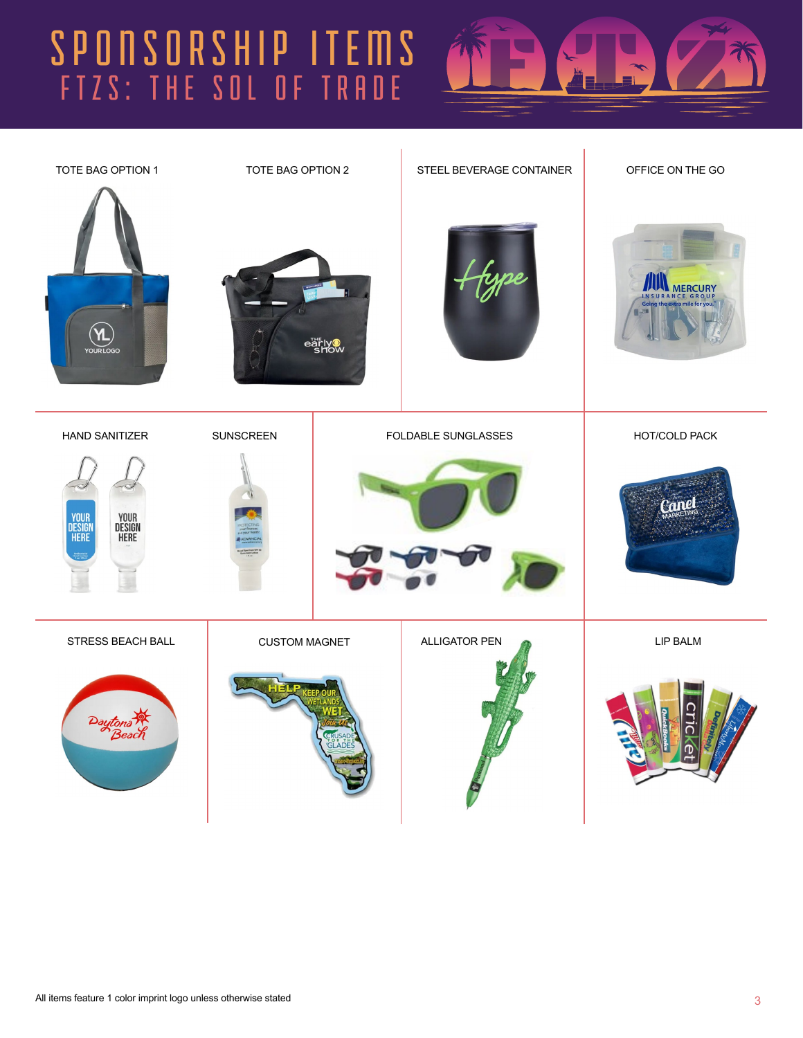# SPONSORSHIP ITEMS

## FTZS: THE SOL OF TRADE

TOTE BAG OPTION 1

TOTE BAG OPTION 2

STEEL BEVERAGE CONTAINER

OFFICE ON THE GO

HAND SANITIZER

SUNSCREEN

FOLDABLE SUNGLASSES

HOT/COLD PACK

STRESS BEACH BALL

CUSTOM MAGNET

ALLIGATOR PEN

LIP BALM

All items feature 1 color imprint logo unless otherwise stated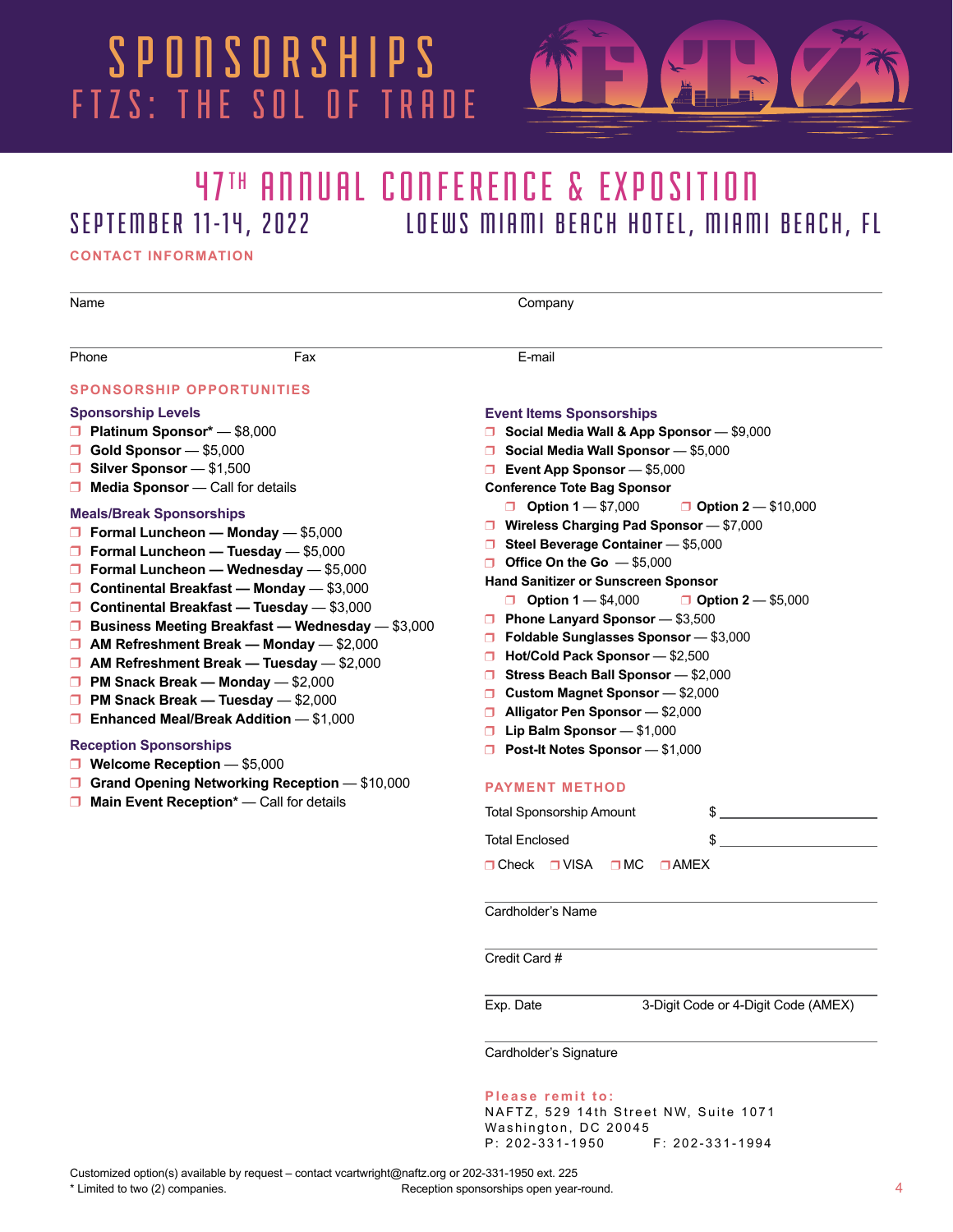# SPONSORSHIPS

## FTZS: THE SOL OF TRADE

# 47TH ANNUAL CONFERENCE & EXPOSITION

SEPTEMBER 11-14, 2022 LOEWS MIAMI BEACH HOTEL, MIAMI BEACH, FL

### CONTACT INFORMATION

Name

Company

Phone

Fax

E-mail

### SPONSORSHIP OPPORTUNITIES

**Sponsorship Levels**

- ❒ **Platinum Sponsor*** — $8,000
- ❒ **Gold Sponsor** — $5,000
- ❒ **Silver Sponsor** — $1,500
- ❒ **Media Sponsor** — Call for details

**Meals/Break Sponsorships**

- ❒ **Formal Luncheon — Monday** — $5,000
- ❒ **Formal Luncheon — Tuesday** — $5,000
- ❒ **Formal Luncheon — Wednesday** — $5,000
- ❒ **Continental Breakfast — Monday** — $3,000
- ❒ **Continental Breakfast — Tuesday** — $3,000
- ❒ **Business Meeting Breakfast — Wednesday** — $3,000
- ❒ **AM Refreshment Break — Monday** — $2,000
- ❒ **AM Refreshment Break — Tuesday** — $2,000
- ❒ **PM Snack Break — Monday** — $2,000
- ❒ **PM Snack Break — Tuesday** — $2,000
- ❒ **Enhanced Meal/Break Addition** — $1,000

**Reception Sponsorships**

- ❒ **Welcome Reception** — $5,000
- ❒ **Grand Opening Networking Reception** — $10,000
- ❒ **Main Event Reception*** — Call for details

**Event Items Sponsorships**

- ❒ **Social Media Wall & App Sponsor** — $9,000
- ❒ **Social Media Wall Sponsor** — $5,000
- ❒ **Event App Sponsor** — $5,000

**Conference Tote Bag Sponsor**

- ❒ **Option 1** — $7,000 ❒ **Option 2** — $10,000
- ❒ **Wireless Charging Pad Sponsor** — $7,000
- ❒ **Steel Beverage Container** — $5,000
- ❒ **Office On the Go** — $5,000

**Hand Sanitizer or Sunscreen Sponsor**

- ❒ **Option 1** — $4,000 ❒ **Option 2** — $5,000
- ❒ **Phone Lanyard Sponsor** — $3,500
- ❒ **Foldable Sunglasses Sponsor** — $3,000
- ❒ **Hot/Cold Pack Sponsor** — $2,500
- ❒ **Stress Beach Ball Sponsor** — $2,000
- ❒ **Custom Magnet Sponsor** — $2,000
- ❒ **Alligator Pen Sponsor** — $2,000
- ❒ **Lip Balm Sponsor** — $1,000
- ❒ **Post-It Notes Sponsor** — $1,000

### PAYMENT METHOD

Total Sponsorship Amount $ ____________________

Total Enclosed $ ____________________

❒ Check ❒ VISA ❒ MC ❒ AMEX

Cardholder's Name

Credit Card #

Exp. Date 3-Digit Code or 4-Digit Code (AMEX)

Cardholder's Signature

**Please remit to:**
NAFTZ, 529 14th Street NW, Suite 1071
Washington, DC 20045
P: 202-331-1950 F: 202-331-1994

Customized option(s) available by request – contact vcartwright@naftz.org or 202-331-1950 ext. 225

* Limited to two (2) companies. Reception sponsorships open year-round.